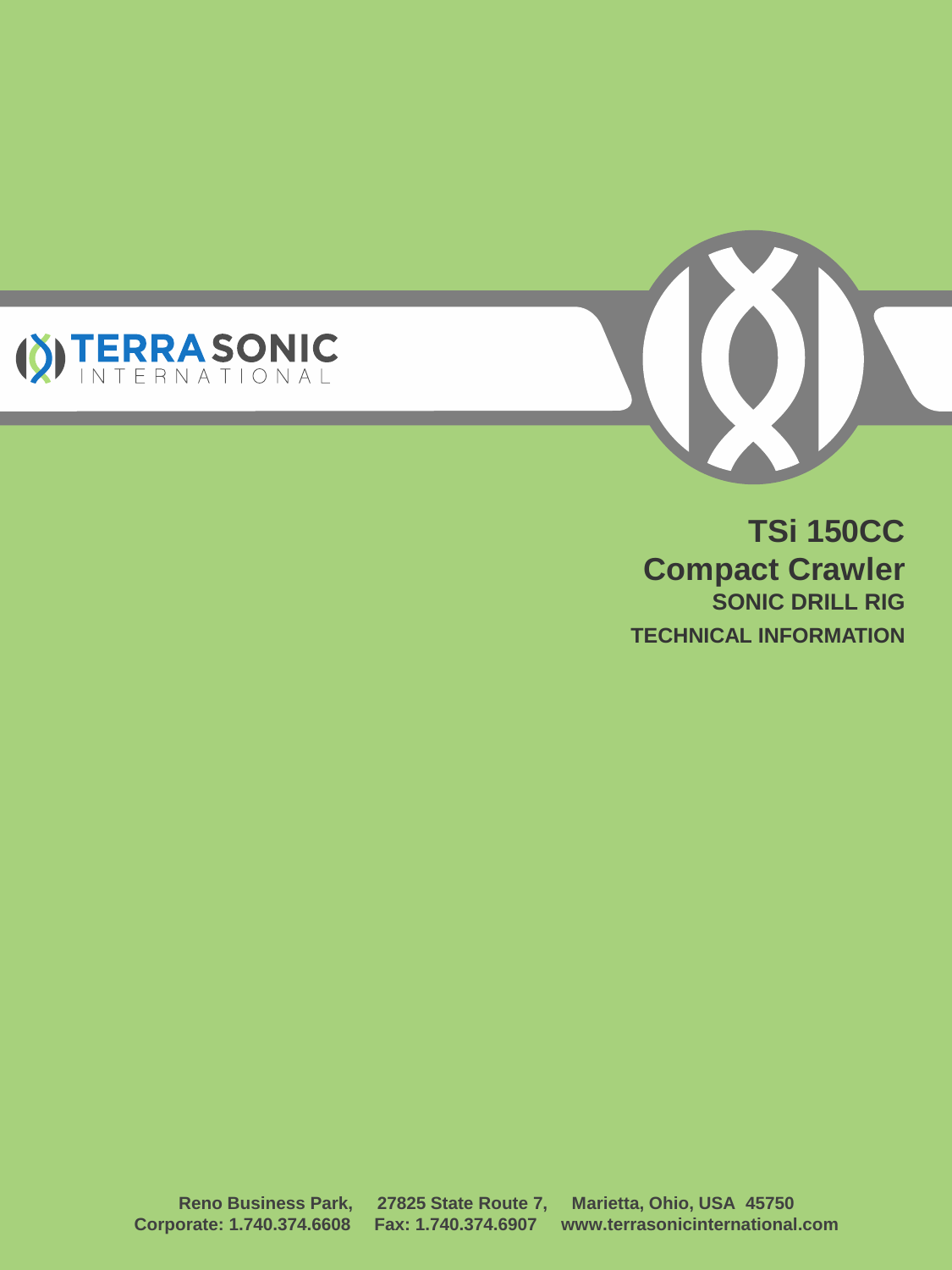TERRA SONIC
INTERNATIONAL

# TSi 150CC
# Compact Crawler
## SONIC DRILL RIG
### TECHNICAL INFORMATION

**Reno Business Park, 27825 State Route 7, Marietta, Ohio, USA 45750**
**Corporate: 1.740.374.6608 Fax: 1.740.374.6907 www.terrasonicinternational.com**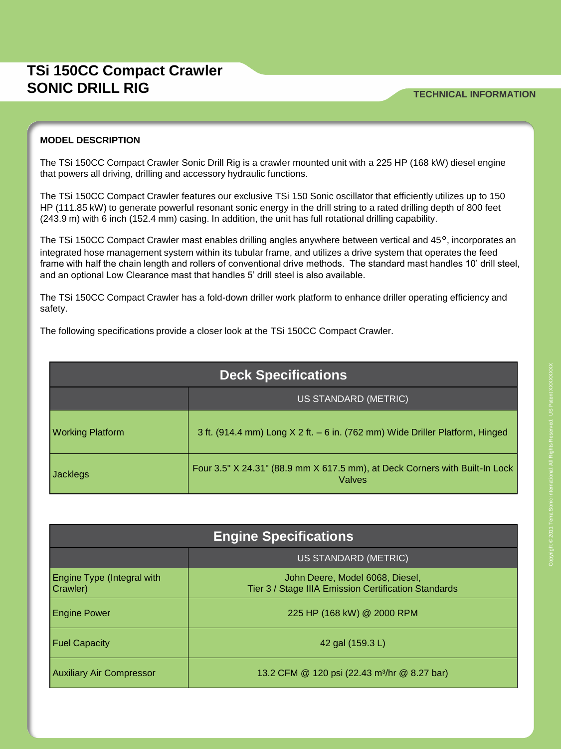# TSi 150CC Compact Crawler SONIC DRILL RIG

TECHNICAL INFORMATION

## MODEL DESCRIPTION

The TSi 150CC Compact Crawler Sonic Drill Rig is a crawler mounted unit with a 225 HP (168 kW) diesel engine that powers all driving, drilling and accessory hydraulic functions.

The TSi 150CC Compact Crawler features our exclusive TSi 150 Sonic oscillator that efficiently utilizes up to 150 HP (111.85 kW) to generate powerful resonant sonic energy in the drill string to a rated drilling depth of 800 feet (243.9 m) with 6 inch (152.4 mm) casing. In addition, the unit has full rotational drilling capability.

The TSi 150CC Compact Crawler mast enables drilling angles anywhere between vertical and 45°, incorporates an integrated hose management system within its tubular frame, and utilizes a drive system that operates the feed frame with half the chain length and rollers of conventional drive methods. The standard mast handles 10' drill steel, and an optional Low Clearance mast that handles 5' drill steel is also available.

The TSi 150CC Compact Crawler has a fold-down driller work platform to enhance driller operating efficiency and safety.

The following specifications provide a closer look at the TSi 150CC Compact Crawler.

| Deck Specifications | |
|---|---|
| | US STANDARD (METRIC) |
| Working Platform | 3 ft. (914.4 mm) Long X 2 ft. – 6 in. (762 mm) Wide Driller Platform, Hinged |
| Jacklegs | Four 3.5" X 24.31" (88.9 mm X 617.5 mm), at Deck Corners with Built-In Lock Valves |

| Engine Specifications | |
|---|---|
| | US STANDARD (METRIC) |
| Engine Type (Integral with Crawler) | John Deere, Model 6068, Diesel, Tier 3 / Stage IIIA Emission Certification Standards |
| Engine Power | 225 HP (168 kW) @ 2000 RPM |
| Fuel Capacity | 42 gal (159.3 L) |
| Auxiliary Air Compressor | 13.2 CFM @ 120 psi (22.43 $m^3$/hr @ 8.27 bar) |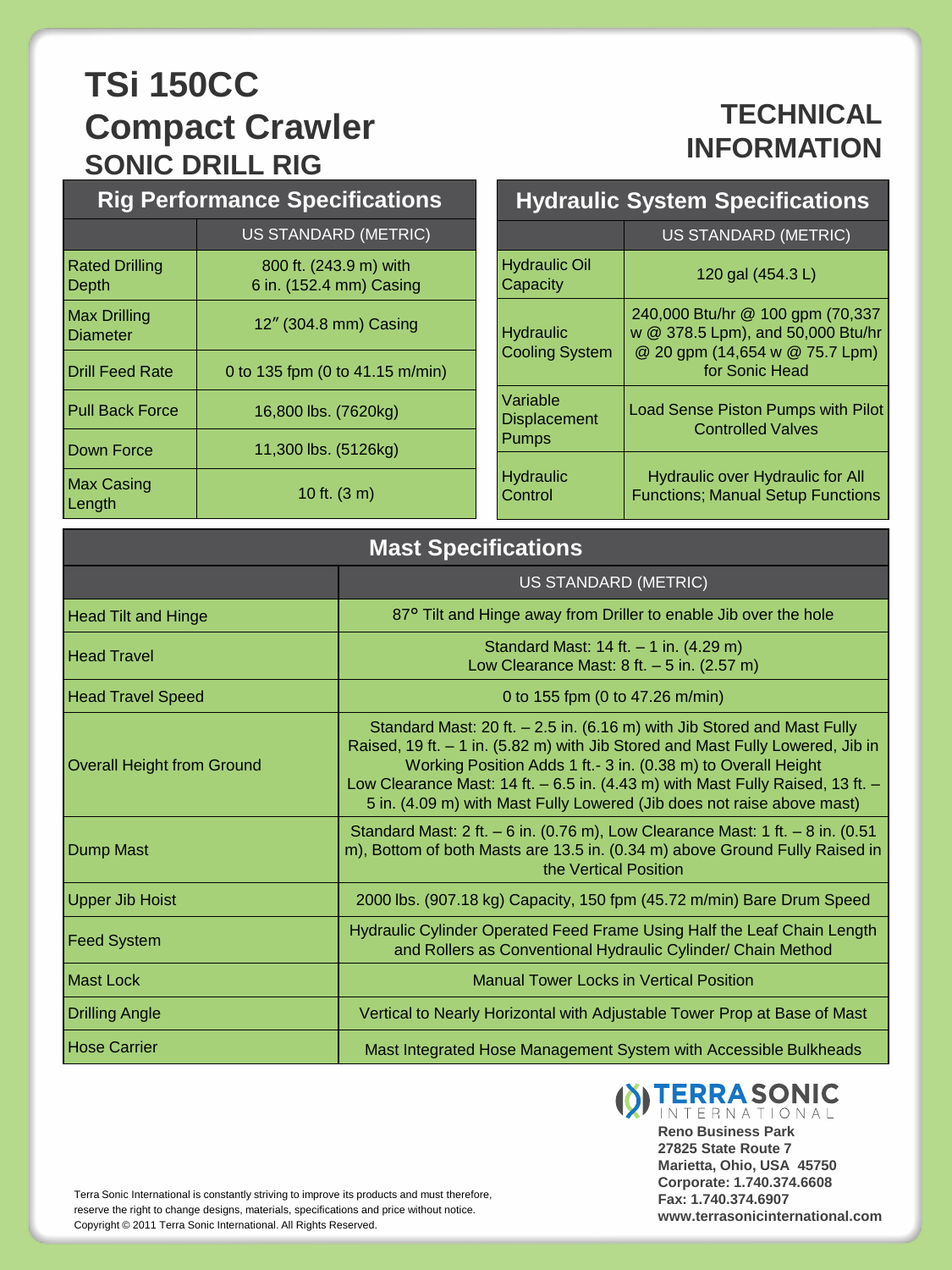# TSi 150CC Compact Crawler

## SONIC DRILL RIG

## TECHNICAL INFORMATION

### Rig Performance Specifications

| | US STANDARD (METRIC) |
|---|---|
| Rated Drilling Depth | 800 ft. (243.9 m) with 6 in. (152.4 mm) Casing |
| Max Drilling Diameter | 12″ (304.8 mm) Casing |
| Drill Feed Rate | 0 to 135 fpm (0 to 41.15 m/min) |
| Pull Back Force | 16,800 lbs. (7620kg) |
| Down Force | 11,300 lbs. (5126kg) |
| Max Casing Length | 10 ft. (3 m) |

### Hydraulic System Specifications

| | US STANDARD (METRIC) |
|---|---|
| Hydraulic Oil Capacity | 120 gal (454.3 L) |
| Hydraulic Cooling System | 240,000 Btu/hr @ 100 gpm (70,337 w @ 378.5 Lpm), and 50,000 Btu/hr @ 20 gpm (14,654 w @ 75.7 Lpm) for Sonic Head |
| Variable Displacement Pumps | Load Sense Piston Pumps with Pilot Controlled Valves |
| Hydraulic Control | Hydraulic over Hydraulic for All Functions; Manual Setup Functions |

### Mast Specifications

| | US STANDARD (METRIC) |
|---|---|
| Head Tilt and Hinge | 87° Tilt and Hinge away from Driller to enable Jib over the hole |
| Head Travel | Standard Mast: 14 ft. – 1 in. (4.29 m)<br>Low Clearance Mast: 8 ft. – 5 in. (2.57 m) |
| Head Travel Speed | 0 to 155 fpm (0 to 47.26 m/min) |
| Overall Height from Ground | Standard Mast: 20 ft. – 2.5 in. (6.16 m) with Jib Stored and Mast Fully Raised, 19 ft. – 1 in. (5.82 m) with Jib Stored and Mast Fully Lowered, Jib in Working Position Adds 1 ft.- 3 in. (0.38 m) to Overall Height<br>Low Clearance Mast: 14 ft. – 6.5 in. (4.43 m) with Mast Fully Raised, 13 ft. – 5 in. (4.09 m) with Mast Fully Lowered (Jib does not raise above mast) |
| Dump Mast | Standard Mast: 2 ft. – 6 in. (0.76 m), Low Clearance Mast: 1 ft. – 8 in. (0.51 m), Bottom of both Masts are 13.5 in. (0.34 m) above Ground Fully Raised in the Vertical Position |
| Upper Jib Hoist | 2000 lbs. (907.18 kg) Capacity, 150 fpm (45.72 m/min) Bare Drum Speed |
| Feed System | Hydraulic Cylinder Operated Feed Frame Using Half the Leaf Chain Length and Rollers as Conventional Hydraulic Cylinder/ Chain Method |
| Mast Lock | Manual Tower Locks in Vertical Position |
| Drilling Angle | Vertical to Nearly Horizontal with Adjustable Tower Prop at Base of Mast |
| Hose Carrier | Mast Integrated Hose Management System with Accessible Bulkheads |

Terra Sonic International is constantly striving to improve its products and must therefore, reserve the right to change designs, materials, specifications and price without notice.
Copyright © 2011 Terra Sonic International. All Rights Reserved.

**TERRA SONIC INTERNATIONAL**
**Reno Business Park**
**27825 State Route 7**
**Marietta, Ohio, USA 45750**
**Corporate: 1.740.374.6608**
**Fax: 1.740.374.6907**
**www.terrasonicinternational.com**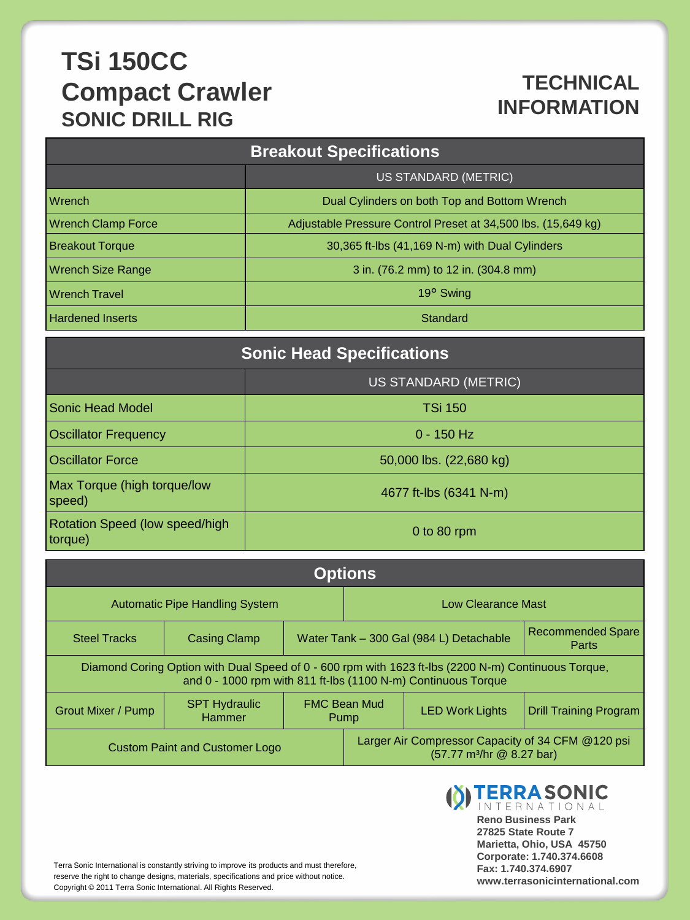# TSi 150CC Compact Crawler
## SONIC DRILL RIG

## TECHNICAL INFORMATION

| Breakout Specifications | |
|---|---|
| | US STANDARD (METRIC) |
| Wrench | Dual Cylinders on both Top and Bottom Wrench |
| Wrench Clamp Force | Adjustable Pressure Control Preset at 34,500 lbs. (15,649 kg) |
| Breakout Torque | 30,365 ft-lbs (41,169 N-m) with Dual Cylinders |
| Wrench Size Range | 3 in. (76.2 mm) to 12 in. (304.8 mm) |
| Wrench Travel | 19° Swing |
| Hardened Inserts | Standard |

| Sonic Head Specifications | |
|---|---|
| | US STANDARD (METRIC) |
| Sonic Head Model | TSi 150 |
| Oscillator Frequency | 0 - 150 Hz |
| Oscillator Force | 50,000 lbs. (22,680 kg) |
| Max Torque (high torque/low speed) | 4677 ft-lbs (6341 N-m) |
| Rotation Speed (low speed/high torque) | 0 to 80 rpm |

### Options

- Automatic Pipe Handling System
- Low Clearance Mast
- Steel Tracks
- Casing Clamp
- Water Tank – 300 Gal (984 L) Detachable
- Recommended Spare Parts
- Diamond Coring Option with Dual Speed of 0 - 600 rpm with 1623 ft-lbs (2200 N-m) Continuous Torque, and 0 - 1000 rpm with 811 ft-lbs (1100 N-m) Continuous Torque
- Grout Mixer / Pump
- SPT Hydraulic Hammer
- FMC Bean Mud Pump
- LED Work Lights
- Drill Training Program
- Custom Paint and Customer Logo
- Larger Air Compressor Capacity of 34 CFM @120 psi ($57.77$ m³/hr @ 8.27 bar)

TERRA SONIC INTERNATIONAL

**Reno Business Park**
**27825 State Route 7**
**Marietta, Ohio, USA 45750**
**Corporate: 1.740.374.6608**
**Fax: 1.740.374.6907**
**www.terrasonicinternational.com**

Terra Sonic International is constantly striving to improve its products and must therefore, reserve the right to change designs, materials, specifications and price without notice.
Copyright © 2011 Terra Sonic International. All Rights Reserved.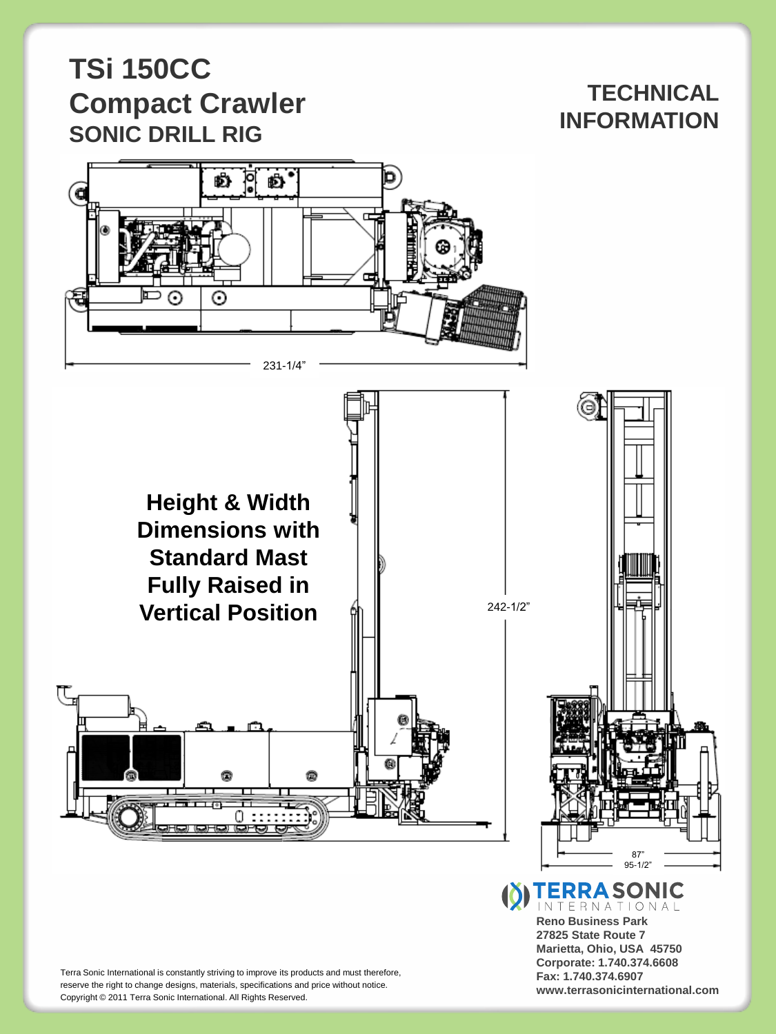# TSi 150CC Compact Crawler

## SONIC DRILL RIG

## TECHNICAL INFORMATION

231-1/4"

**Height & Width Dimensions with Standard Mast Fully Raised in Vertical Position**

242-1/2"

87"
95-1/2"

**TERRASONIC INTERNATIONAL**

**Reno Business Park**
**27825 State Route 7**
**Marietta, Ohio, USA 45750**
**Corporate: 1.740.374.6608**
**Fax: 1.740.374.6907**
**www.terrasonicinternational.com**

Terra Sonic International is constantly striving to improve its products and must therefore, reserve the right to change designs, materials, specifications and price without notice.
Copyright © 2011 Terra Sonic International. All Rights Reserved.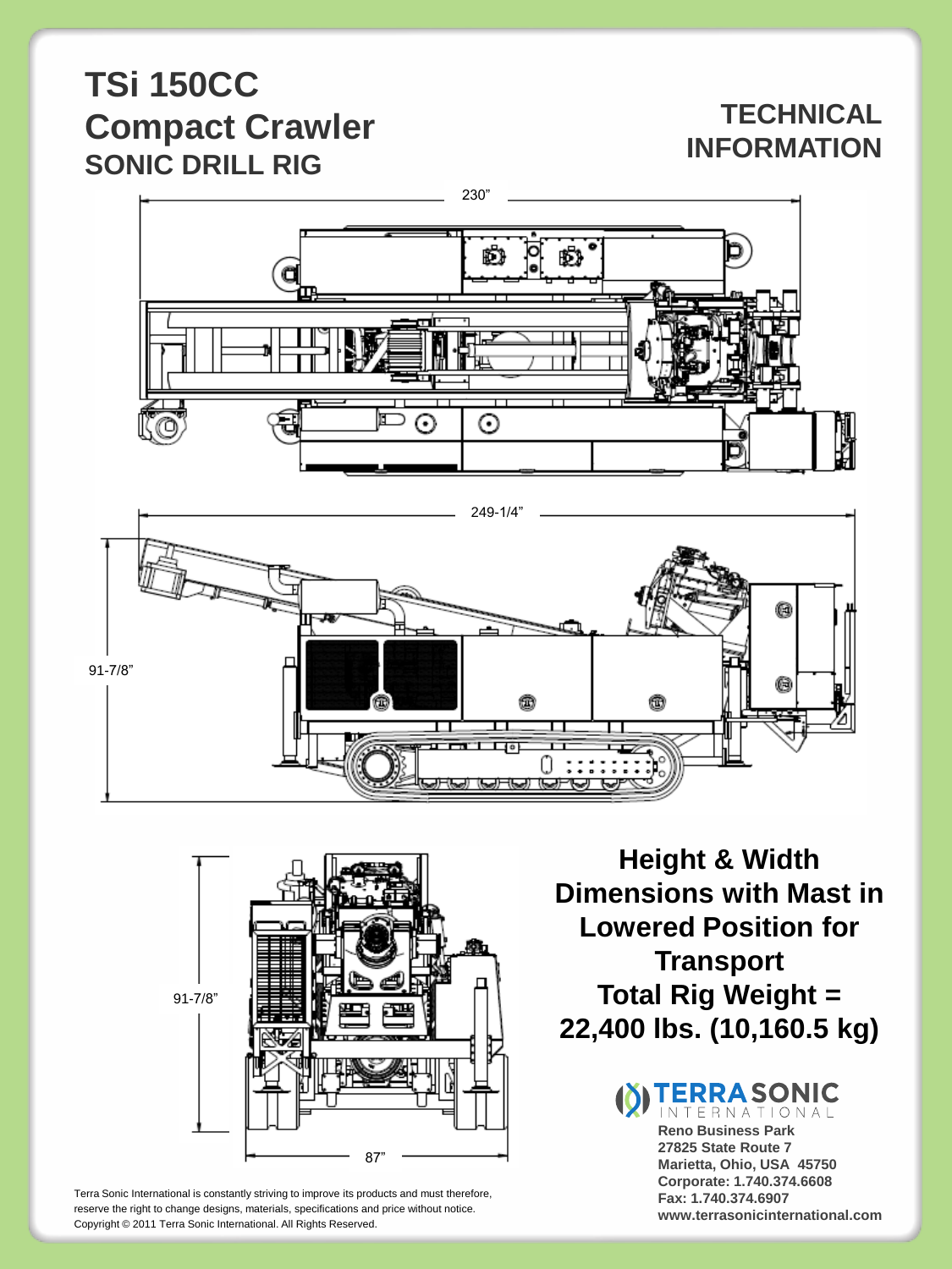# TSi 150CC Compact Crawler
## SONIC DRILL RIG

## TECHNICAL INFORMATION

230”

249-1/4”

91-7/8”

91-7/8”

87”

**Height & Width Dimensions with Mast in Lowered Position for Transport**

**Total Rig Weight = 22,400 lbs. (10,160.5 kg)**

TERRA SONIC INTERNATIONAL

**Reno Business Park**
**27825 State Route 7**
**Marietta, Ohio, USA 45750**
**Corporate: 1.740.374.6608**
**Fax: 1.740.374.6907**
**www.terrasonicinternational.com**

Terra Sonic International is constantly striving to improve its products and must therefore, reserve the right to change designs, materials, specifications and price without notice.
Copyright © 2011 Terra Sonic International. All Rights Reserved.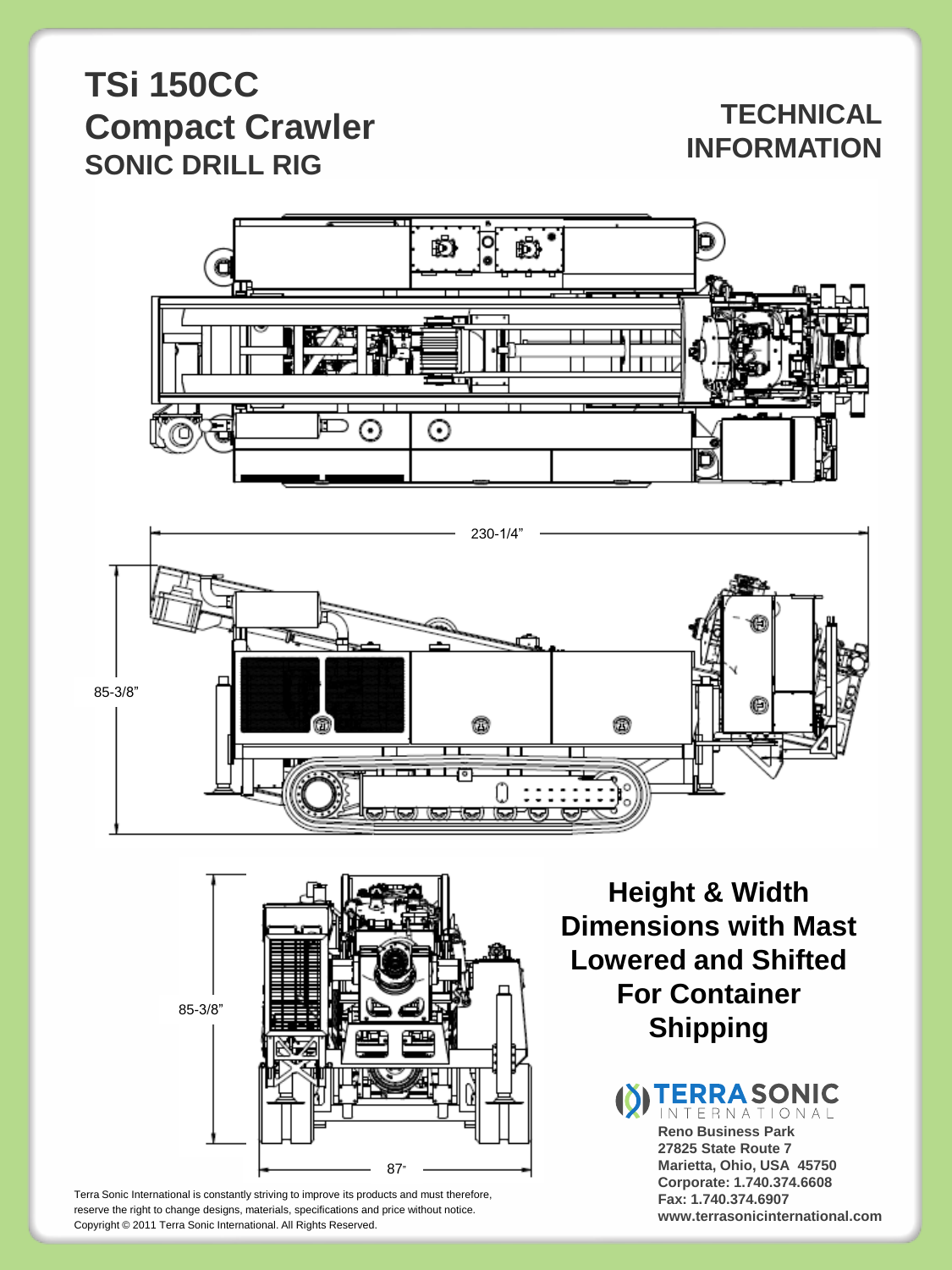# TSi 150CC Compact Crawler
## SONIC DRILL RIG

## TECHNICAL INFORMATION

230-1/4"

85-3/8"

85-3/8"

87"

**Height & Width Dimensions with Mast Lowered and Shifted For Container Shipping**

TERRASONIC INTERNATIONAL

**Reno Business Park**
**27825 State Route 7**
**Marietta, Ohio, USA 45750**
**Corporate: 1.740.374.6608**
**Fax: 1.740.374.6907**
**www.terrasonicinternational.com**

Terra Sonic International is constantly striving to improve its products and must therefore, reserve the right to change designs, materials, specifications and price without notice.
Copyright © 2011 Terra Sonic International. All Rights Reserved.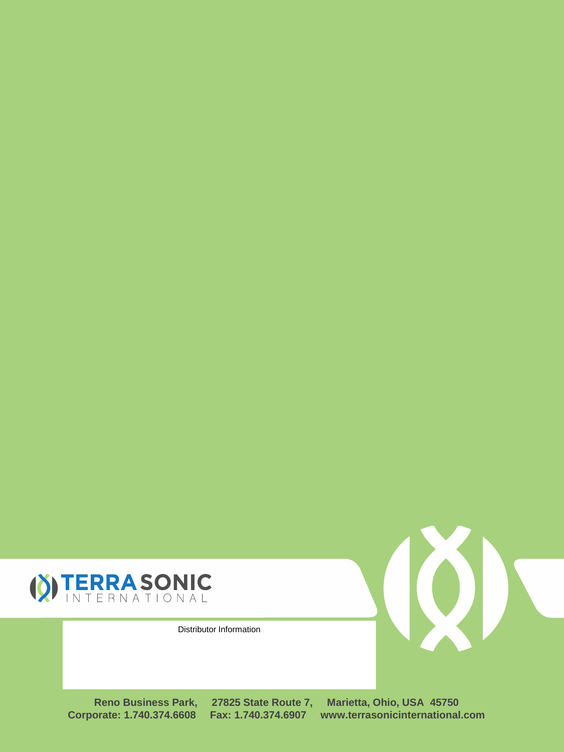TERRA SONIC INTERNATIONAL

Distributor Information

**Reno Business Park, 27825 State Route 7, Marietta, Ohio, USA 45750**
**Corporate: 1.740.374.6608 Fax: 1.740.374.6907 www.terrasonicinternational.com**